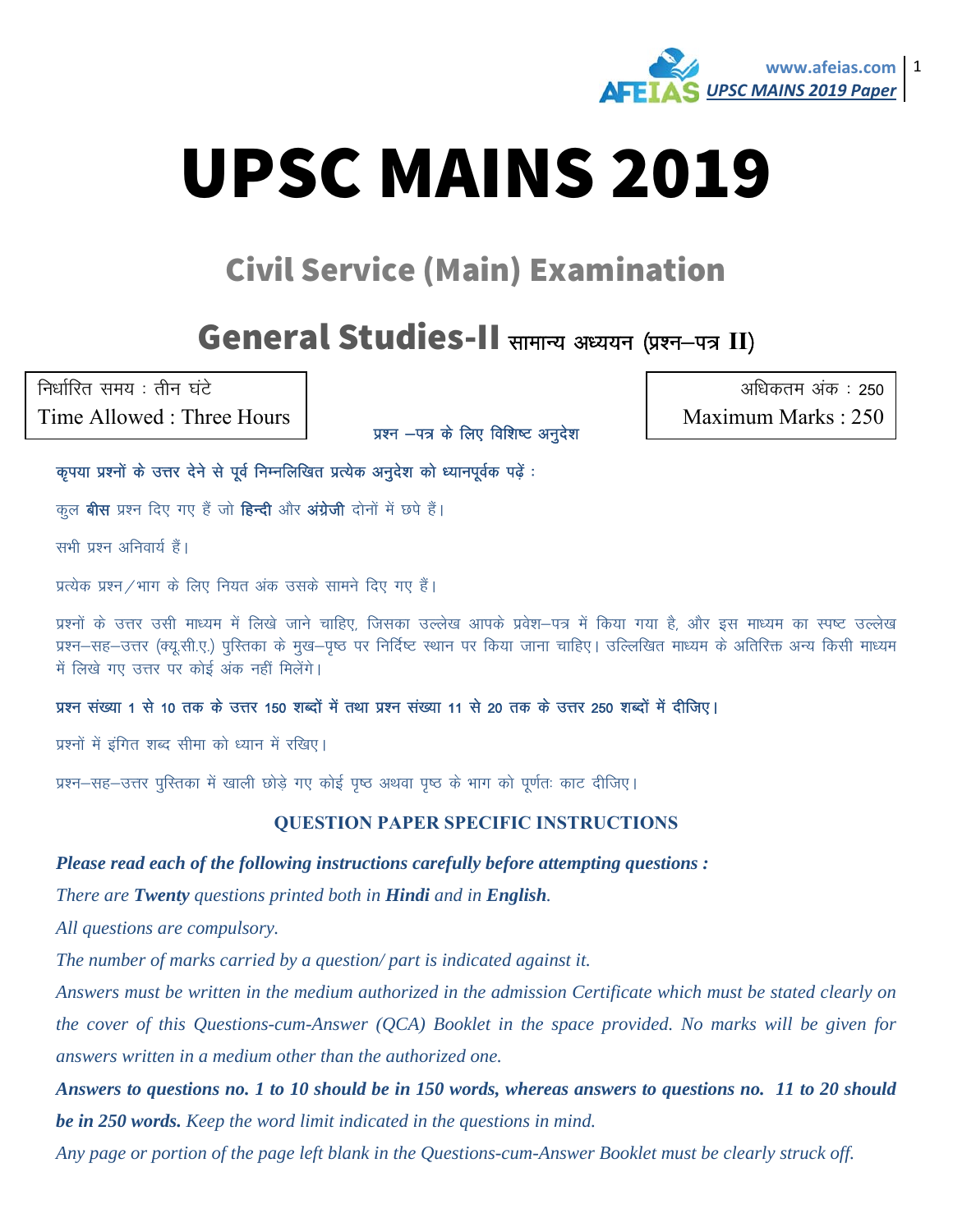# UPSC MAINS 2019

## Civil Service (Main) Examination

## General Studies-II सामान्य अध्ययन (प्रश्न–पत्र II)

निर्धारित समय : तीन घंटे
Time Allowed : Three Hours

अधिकतम अंक : 250
Maximum Marks : 250

**प्रश्न –पत्र के लिए विशिष्ट अनुदेश**

**कृपया प्रश्नों के उत्तर देने से पूर्व निम्नलिखित प्रत्येक अनुदेश को ध्यानपूर्वक पढ़ें :**

कुल **बीस** प्रश्न दिए गए हैं जो **हिन्दी** और **अंग्रेजी** दोनों में छपे हैं।

सभी प्रश्न अनिवार्य हैं।

प्रत्येक प्रश्न/भाग के लिए नियत अंक उसके सामने दिए गए हैं।

प्रश्नों के उत्तर उसी माध्यम में लिखे जाने चाहिए, जिसका उल्लेख आपके प्रवेश–पत्र में किया गया है, और इस माध्यम का स्पष्ट उल्लेख प्रश्न–सह–उत्तर (क्यू.सी.ए.) पुस्तिका के मुख–पृष्ठ पर निर्दिष्ट स्थान पर किया जाना चाहिए। उल्लिखित माध्यम के अतिरिक्त अन्य किसी माध्यम में लिखे गए उत्तर पर कोई अंक नहीं मिलेंगे।

**प्रश्न संख्या 1 से 10 तक के उत्तर 150 शब्दों में तथा प्रश्न संख्या 11 से 20 तक के उत्तर 250 शब्दों में दीजिए।**

प्रश्नों में इंगित शब्द सीमा को ध्यान में रखिए।

प्रश्न–सह–उत्तर पुस्तिका में खाली छोड़े गए कोई पृष्ठ अथवा पृष्ठ के भाग को पूर्णतः काट दीजिए।

**QUESTION PAPER SPECIFIC INSTRUCTIONS**

***Please read each of the following instructions carefully before attempting questions :***

*There are **Twenty** questions printed both in **Hindi** and in **English**.*

*All questions are compulsory.*

*The number of marks carried by a question/ part is indicated against it.*

*Answers must be written in the medium authorized in the admission Certificate which must be stated clearly on the cover of this Questions-cum-Answer (QCA) Booklet in the space provided. No marks will be given for answers written in a medium other than the authorized one.*

***Answers to questions no. 1 to 10 should be in 150 words, whereas answers to questions no. 11 to 20 should be in 250 words.*** *Keep the word limit indicated in the questions in mind.*

*Any page or portion of the page left blank in the Questions-cum-Answer Booklet must be clearly struck off.*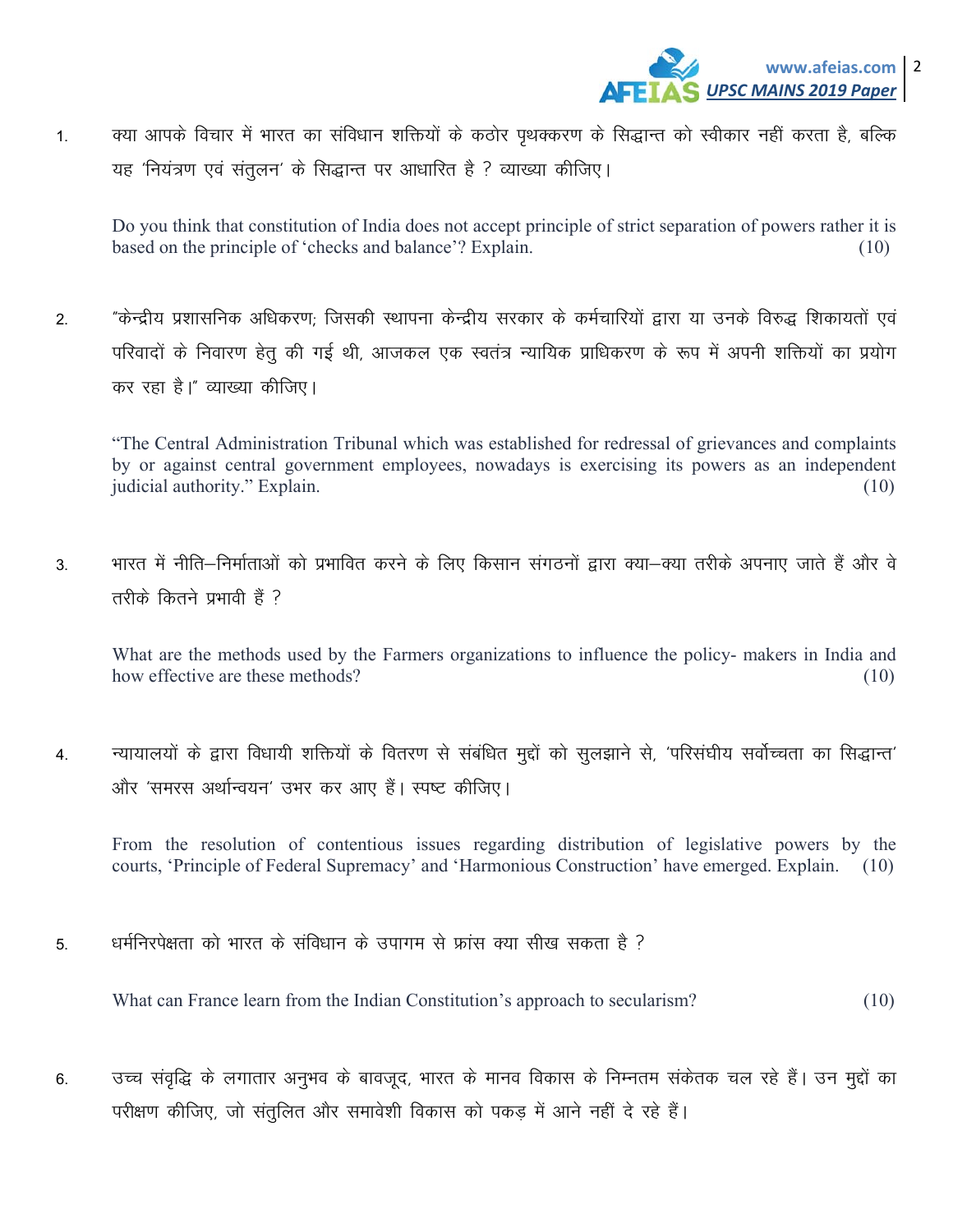1. क्या आपके विचार में भारत का संविधान शक्तियों के कठोर पृथक्करण के सिद्धान्त को स्वीकार नहीं करता है, बल्कि यह 'नियंत्रण एवं संतुलन' के सिद्धान्त पर आधारित है ? व्याख्या कीजिए।

   Do you think that constitution of India does not accept principle of strict separation of powers rather it is based on the principle of 'checks and balance'? Explain. (10)

2. "केन्द्रीय प्रशासनिक अधिकरण; जिसकी स्थापना केन्द्रीय सरकार के कर्मचारियों द्वारा या उनके विरुद्ध शिकायतों एवं परिवादों के निवारण हेतु की गई थी, आजकल एक स्वतंत्र न्यायिक प्राधिकरण के रूप में अपनी शक्तियों का प्रयोग कर रहा है।" व्याख्या कीजिए।

   "The Central Administration Tribunal which was established for redressal of grievances and complaints by or against central government employees, nowadays is exercising its powers as an independent judicial authority." Explain. (10)

3. भारत में नीति–निर्माताओं को प्रभावित करने के लिए किसान संगठनों द्वारा क्या–क्या तरीके अपनाए जाते हैं और वे तरीके कितने प्रभावी हैं ?

   What are the methods used by the Farmers organizations to influence the policy- makers in India and how effective are these methods? (10)

4. न्यायालयों के द्वारा विधायी शक्तियों के वितरण से संबंधित मुद्दों को सुलझाने से, 'परिसंघीय सर्वोच्चता का सिद्धान्त' और 'समरस अर्थान्वयन' उभर कर आए हैं। स्पष्ट कीजिए।

   From the resolution of contentious issues regarding distribution of legislative powers by the courts, 'Principle of Federal Supremacy' and 'Harmonious Construction' have emerged. Explain. (10)

5. धर्मनिरपेक्षता को भारत के संविधान के उपागम से फ्रांस क्या सीख सकता है ?

   What can France learn from the Indian Constitution's approach to secularism? (10)

6. उच्च संवृद्धि के लगातार अनुभव के बावजूद, भारत के मानव विकास के निम्नतम संकेतक चल रहे हैं। उन मुद्दों का परीक्षण कीजिए, जो संतुलित और समावेशी विकास को पकड़ में आने नहीं दे रहे हैं।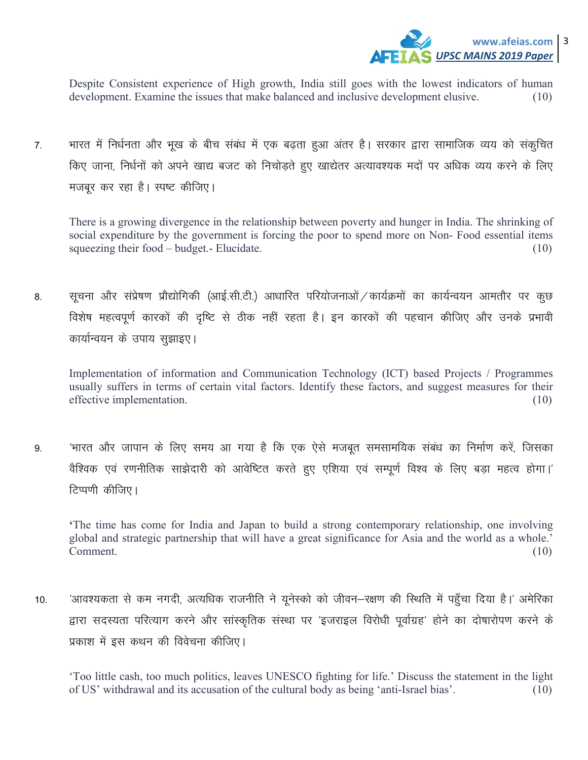Despite Consistent experience of High growth, India still goes with the lowest indicators of human development. Examine the issues that make balanced and inclusive development elusive. (10)

7. भारत में निर्धनता और भूख के बीच संबंध में एक बढ़ता हुआ अंतर है। सरकार द्वारा सामाजिक व्यय को संकुचित किए जाना, निर्धनों को अपने खाद्य बजट को निचोड़ते हुए खाद्येतर अत्यावश्यक मदों पर अधिक व्यय करने के लिए मजबूर कर रहा है। स्पष्ट कीजिए।

   There is a growing divergence in the relationship between poverty and hunger in India. The shrinking of social expenditure by the government is forcing the poor to spend more on Non- Food essential items squeezing their food – budget.- Elucidate. (10)

8. सूचना और संप्रेषण प्रौद्योगिकी (आई.सी.टी.) आधारित परियोजनाओं/कार्यक्रमों का कार्यन्वयन आमतौर पर कुछ विशेष महत्वपूर्ण कारकों की दृष्टि से ठीक नहीं रहता है। इन कारकों की पहचान कीजिए और उनके प्रभावी कार्यान्वयन के उपाय सुझाइए।

   Implementation of information and Communication Technology (ICT) based Projects / Programmes usually suffers in terms of certain vital factors. Identify these factors, and suggest measures for their effective implementation. (10)

9. 'भारत और जापान के लिए समय आ गया है कि एक ऐसे मजबूत समसामयिक संबंध का निर्माण करें, जिसका वैश्विक एवं रणनीतिक साझेदारी को आवेष्टित करते हुए एशिया एवं सम्पूर्ण विश्व के लिए बड़ा महत्व होगा।' टिप्पणी कीजिए।

   'The time has come for India and Japan to build a strong contemporary relationship, one involving global and strategic partnership that will have a great significance for Asia and the world as a whole.' Comment. (10)

10. 'आवश्यकता से कम नगदी, अत्यधिक राजनीति ने यूनेस्को को जीवन–रक्षण की स्थिति में पहुँचा दिया है।' अमेरिका द्वारा सदस्यता परित्याग करने और सांस्कृतिक संस्था पर 'इजराइल विरोधी पूर्वाग्रह' होने का दोषारोपण करने के प्रकाश में इस कथन की विवेचना कीजिए।

    'Too little cash, too much politics, leaves UNESCO fighting for life.' Discuss the statement in the light of US' withdrawal and its accusation of the cultural body as being 'anti-Israel bias'. (10)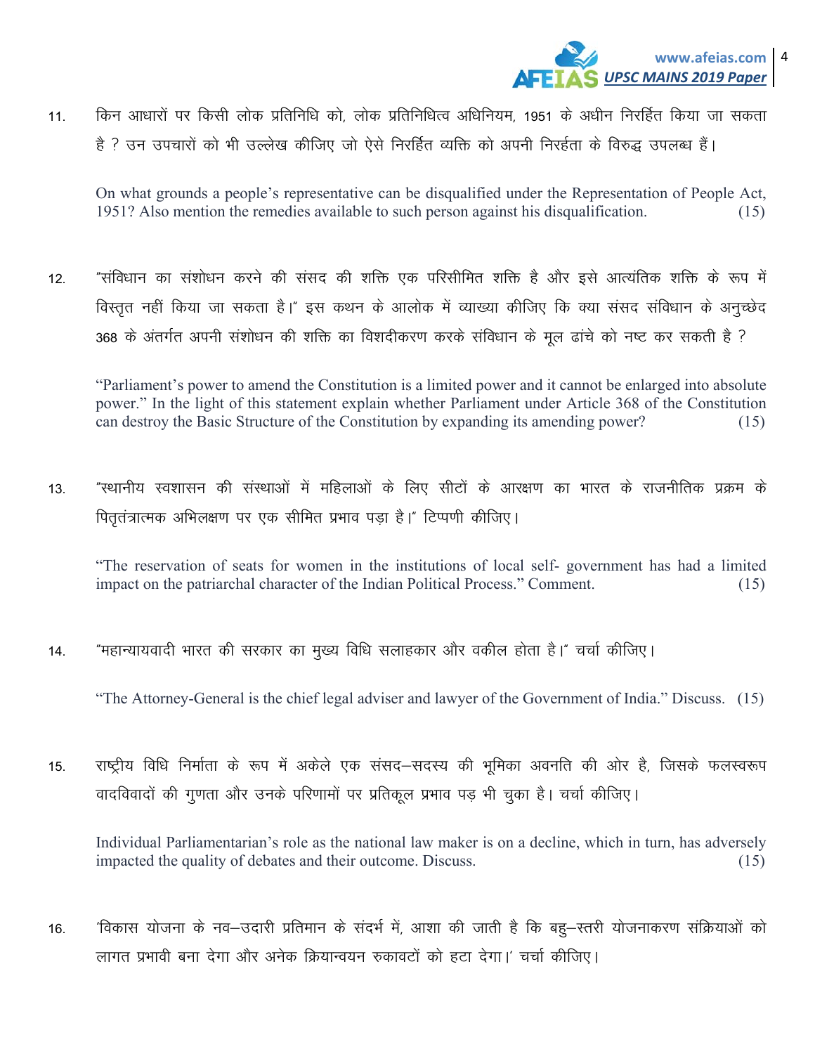11. किन आधारों पर किसी लोक प्रतिनिधि को, लोक प्रतिनिधित्व अधिनियम, 1951 के अधीन निरर्हित किया जा सकता है ? उन उपचारों को भी उल्लेख कीजिए जो ऐसे निरर्हित व्यक्ति को अपनी निरर्हता के विरुद्ध उपलब्ध हैं।

    On what grounds a people's representative can be disqualified under the Representation of People Act, 1951? Also mention the remedies available to such person against his disqualification. (15)

12. "संविधान का संशोधन करने की संसद की शक्ति एक परिसीमित शक्ति है और इसे आत्यंतिक शक्ति के रूप में विस्तृत नहीं किया जा सकता है।" इस कथन के आलोक में व्याख्या कीजिए कि क्या संसद संविधान के अनुच्छेद 368 के अंतर्गत अपनी संशोधन की शक्ति का विशदीकरण करके संविधान के मूल ढांचे को नष्ट कर सकती है ?

    "Parliament's power to amend the Constitution is a limited power and it cannot be enlarged into absolute power." In the light of this statement explain whether Parliament under Article 368 of the Constitution can destroy the Basic Structure of the Constitution by expanding its amending power? (15)

13. "स्थानीय स्वशासन की संस्थाओं में महिलाओं के लिए सीटों के आरक्षण का भारत के राजनीतिक प्रक्रम के पितृतंत्रात्मक अभिलक्षण पर एक सीमित प्रभाव पड़ा है।" टिप्पणी कीजिए।

    "The reservation of seats for women in the institutions of local self- government has had a limited impact on the patriarchal character of the Indian Political Process." Comment. (15)

14. "महान्यायवादी भारत की सरकार का मुख्य विधि सलाहकार और वकील होता है।" चर्चा कीजिए।

    "The Attorney-General is the chief legal adviser and lawyer of the Government of India." Discuss. (15)

15. राष्ट्रीय विधि निर्माता के रूप में अकेले एक संसद–सदस्य की भूमिका अवनति की ओर है, जिसके फलस्वरूप वादविवादों की गुणता और उनके परिणामों पर प्रतिकूल प्रभाव पड़ भी चुका है। चर्चा कीजिए।

    Individual Parliamentarian's role as the national law maker is on a decline, which in turn, has adversely impacted the quality of debates and their outcome. Discuss. (15)

16. 'विकास योजना के नव–उदारी प्रतिमान के संदर्भ में, आशा की जाती है कि बहु–स्तरी योजनाकरण संक्रियाओं को लागत प्रभावी बना देगा और अनेक क्रियान्वयन रुकावटों को हटा देगा।' चर्चा कीजिए।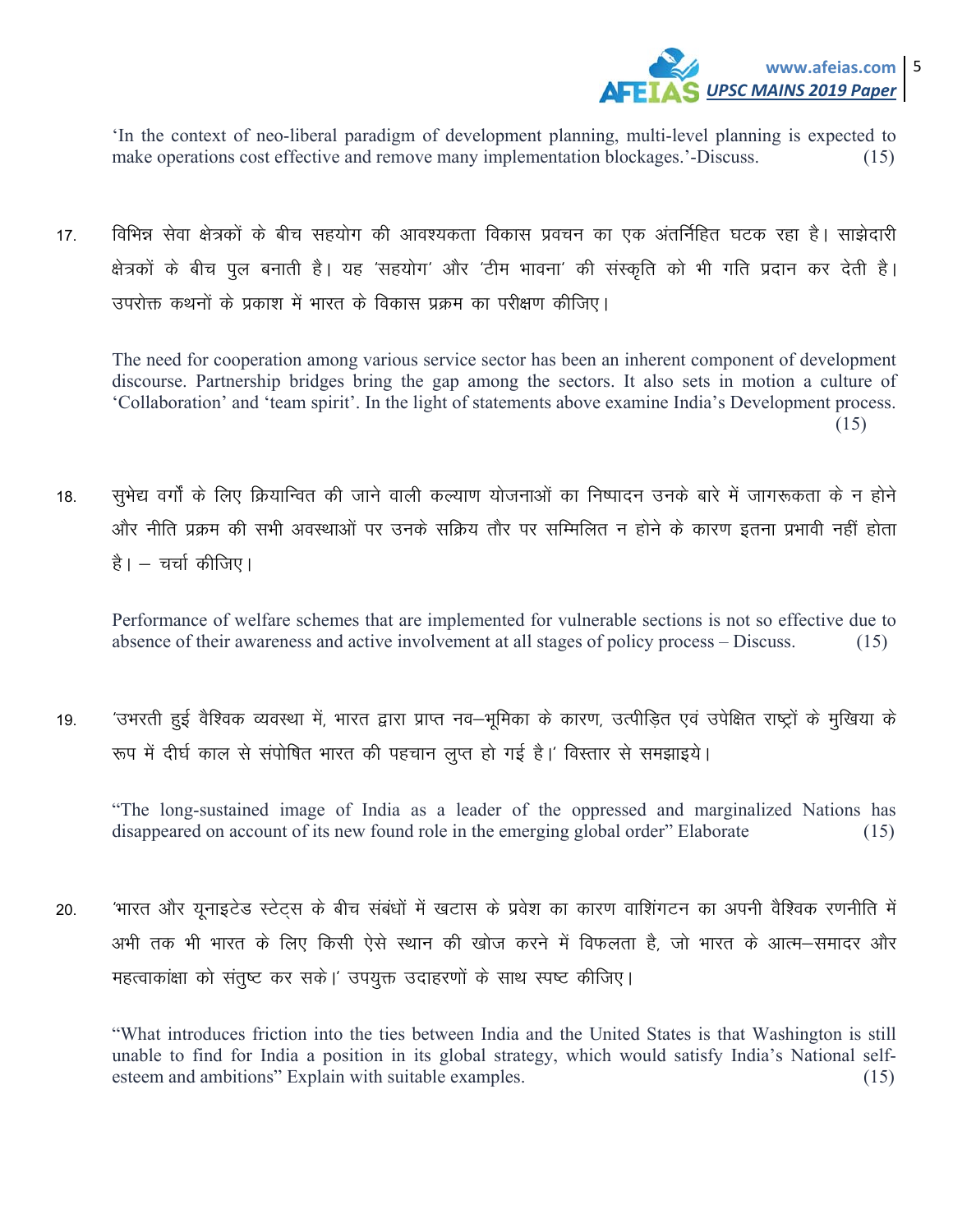'In the context of neo-liberal paradigm of development planning, multi-level planning is expected to make operations cost effective and remove many implementation blockages.'-Discuss. (15)

17. विभिन्न सेवा क्षेत्रकों के बीच सहयोग की आवश्यकता विकास प्रवचन का एक अंतर्निहित घटक रहा है। साझेदारी क्षेत्रकों के बीच पुल बनाती है। यह 'सहयोग' और 'टीम भावना' की संस्कृति को भी गति प्रदान कर देती है। उपरोक्त कथनों के प्रकाश में भारत के विकास प्रक्रम का परीक्षण कीजिए।

The need for cooperation among various service sector has been an inherent component of development discourse. Partnership bridges bring the gap among the sectors. It also sets in motion a culture of 'Collaboration' and 'team spirit'. In the light of statements above examine India's Development process. (15)

18. सुभेद्य वर्गों के लिए क्रियान्वित की जाने वाली कल्याण योजनाओं का निष्पादन उनके बारे में जागरूकता के न होने और नीति प्रक्रम की सभी अवस्थाओं पर उनके सक्रिय तौर पर सम्मिलित न होने के कारण इतना प्रभावी नहीं होता है। – चर्चा कीजिए।

Performance of welfare schemes that are implemented for vulnerable sections is not so effective due to absence of their awareness and active involvement at all stages of policy process – Discuss. (15)

19. 'उभरती हुई वैश्विक व्यवस्था में, भारत द्वारा प्राप्त नव–भूमिका के कारण, उत्पीड़ित एवं उपेक्षित राष्ट्रों के मुखिया के रूप में दीर्घ काल से संपोषित भारत की पहचान लुप्त हो गई है।' विस्तार से समझाइये।

"The long-sustained image of India as a leader of the oppressed and marginalized Nations has disappeared on account of its new found role in the emerging global order" Elaborate (15)

20. 'भारत और यूनाइटेड स्टेट्स के बीच संबंधों में खटास के प्रवेश का कारण वाशिंगटन का अपनी वैश्विक रणनीति में अभी तक भी भारत के लिए किसी ऐसे स्थान की खोज करने में विफलता है, जो भारत के आत्म–समादर और महत्वाकांक्षा को संतुष्ट कर सके।' उपयुक्त उदाहरणों के साथ स्पष्ट कीजिए।

"What introduces friction into the ties between India and the United States is that Washington is still unable to find for India a position in its global strategy, which would satisfy India's National self-esteem and ambitions" Explain with suitable examples. (15)